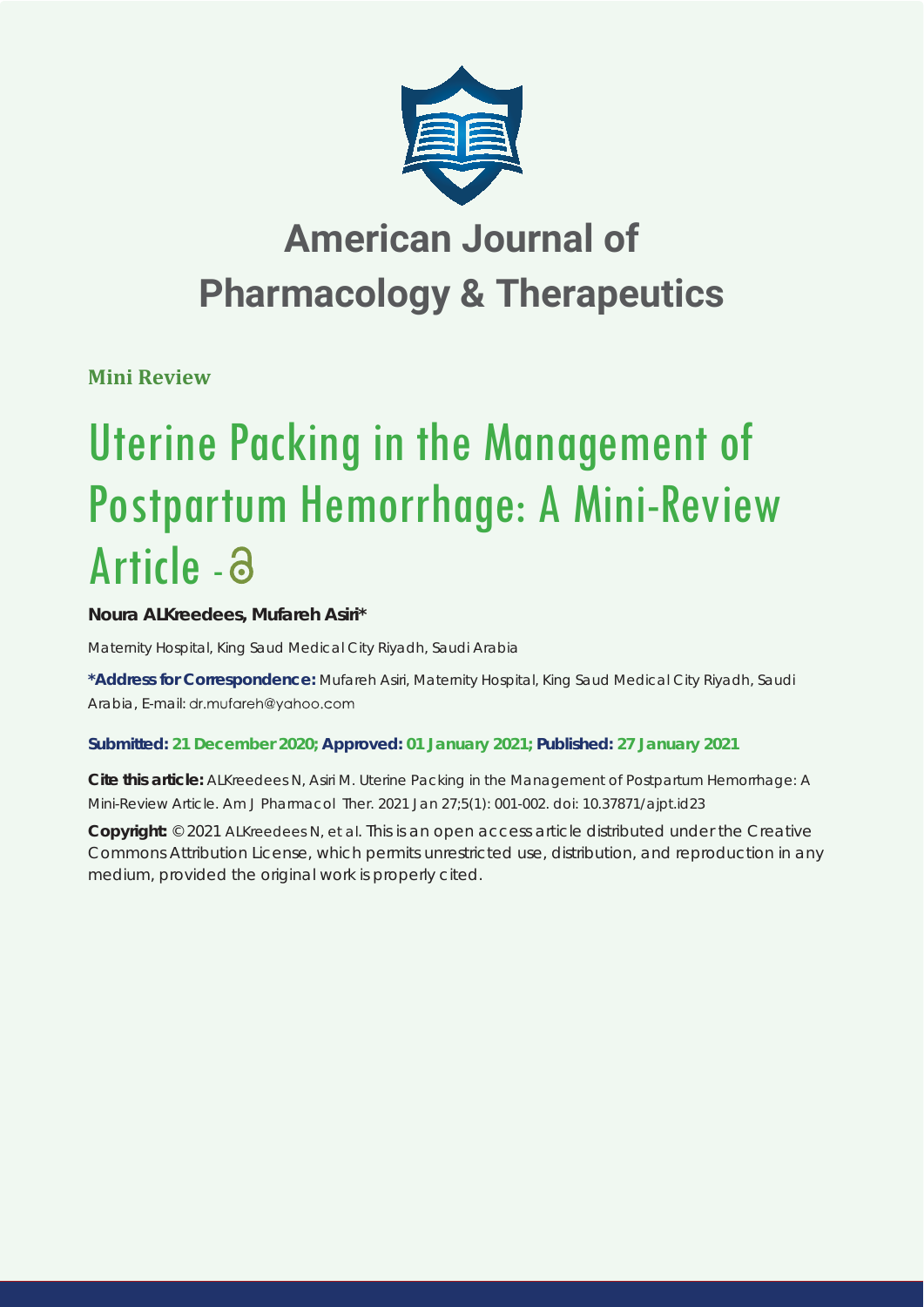# American Journal of Pharmacology & Therapeutics

**Mini Review**

# Uterine Packing in the Management of Postpartum Hemorrhage: A Mini-Review Article -

**Noura ALKreedees, Mufareh Asiri***

Maternity Hospital, King Saud Medical City Riyadh, Saudi Arabia

***Address for Correspondence:** Mufareh Asiri, Maternity Hospital, King Saud Medical City Riyadh, Saudi Arabia, E-mail: dr.mufareh@yahoo.com

**Submitted: 21 December 2020; Approved: 01 January 2021; Published: 27 January 2021**

**Cite this article:** ALKreedees N, Asiri M. Uterine Packing in the Management of Postpartum Hemorrhage: A Mini-Review Article. Am J Pharmacol Ther. 2021 Jan 27;5(1): 001-002. doi: 10.37871/ajpt.id23

**Copyright:** © 2021 ALKreedees N, et al. This is an open access article distributed under the Creative Commons Attribution License, which permits unrestricted use, distribution, and reproduction in any medium, provided the original work is properly cited.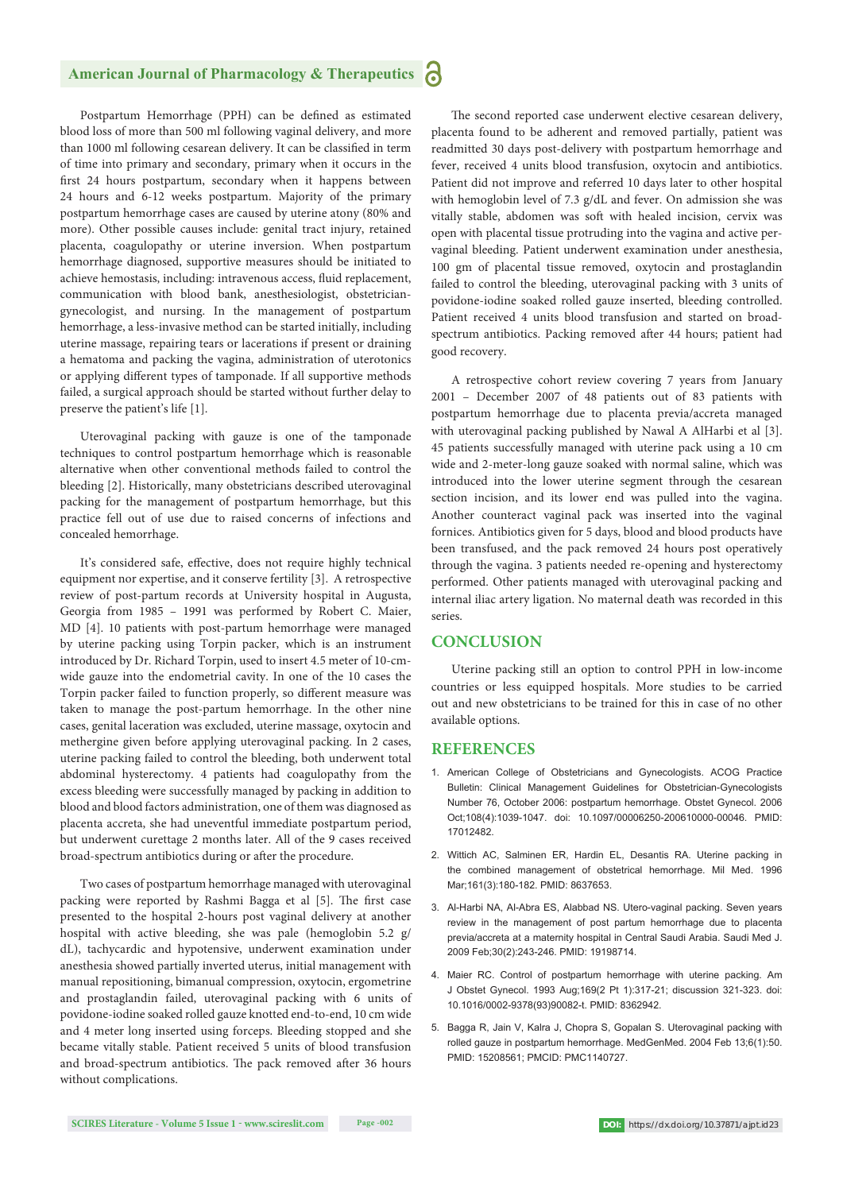Postpartum Hemorrhage (PPH) can be defined as estimated blood loss of more than 500 ml following vaginal delivery, and more than 1000 ml following cesarean delivery. It can be classified in term of time into primary and secondary, primary when it occurs in the first 24 hours postpartum, secondary when it happens between 24 hours and 6-12 weeks postpartum. Majority of the primary postpartum hemorrhage cases are caused by uterine atony (80% and more). Other possible causes include: genital tract injury, retained placenta, coagulopathy or uterine inversion. When postpartum hemorrhage diagnosed, supportive measures should be initiated to achieve hemostasis, including: intravenous access, fluid replacement, communication with blood bank, anesthesiologist, obstetrician-gynecologist, and nursing. In the management of postpartum hemorrhage, a less-invasive method can be started initially, including uterine massage, repairing tears or lacerations if present or draining a hematoma and packing the vagina, administration of uterotonics or applying different types of tamponade. If all supportive methods failed, a surgical approach should be started without further delay to preserve the patient's life [1].

Uterovaginal packing with gauze is one of the tamponade techniques to control postpartum hemorrhage which is reasonable alternative when other conventional methods failed to control the bleeding [2]. Historically, many obstetricians described uterovaginal packing for the management of postpartum hemorrhage, but this practice fell out of use due to raised concerns of infections and concealed hemorrhage.

It's considered safe, effective, does not require highly technical equipment nor expertise, and it conserve fertility [3]. A retrospective review of post-partum records at University hospital in Augusta, Georgia from 1985 – 1991 was performed by Robert C. Maier, MD [4]. 10 patients with post-partum hemorrhage were managed by uterine packing using Torpin packer, which is an instrument introduced by Dr. Richard Torpin, used to insert 4.5 meter of 10-cm-wide gauze into the endometrial cavity. In one of the 10 cases the Torpin packer failed to function properly, so different measure was taken to manage the post-partum hemorrhage. In the other nine cases, genital laceration was excluded, uterine massage, oxytocin and methergine given before applying uterovaginal packing. In 2 cases, uterine packing failed to control the bleeding, both underwent total abdominal hysterectomy. 4 patients had coagulopathy from the excess bleeding were successfully managed by packing in addition to blood and blood factors administration, one of them was diagnosed as placenta accreta, she had uneventful immediate postpartum period, but underwent curettage 2 months later. All of the 9 cases received broad-spectrum antibiotics during or after the procedure.

Two cases of postpartum hemorrhage managed with uterovaginal packing were reported by Rashmi Bagga et al [5]. The first case presented to the hospital 2-hours post vaginal delivery at another hospital with active bleeding, she was pale (hemoglobin 5.2 g/dL), tachycardic and hypotensive, underwent examination under anesthesia showed partially inverted uterus, initial management with manual repositioning, bimanual compression, oxytocin, ergometrine and prostaglandin failed, uterovaginal packing with 6 units of povidone-iodine soaked rolled gauze knotted end-to-end, 10 cm wide and 4 meter long inserted using forceps. Bleeding stopped and she became vitally stable. Patient received 5 units of blood transfusion and broad-spectrum antibiotics. The pack removed after 36 hours without complications.

The second reported case underwent elective cesarean delivery, placenta found to be adherent and removed partially, patient was readmitted 30 days post-delivery with postpartum hemorrhage and fever, received 4 units blood transfusion, oxytocin and antibiotics. Patient did not improve and referred 10 days later to other hospital with hemoglobin level of 7.3 g/dL and fever. On admission she was vitally stable, abdomen was soft with healed incision, cervix was open with placental tissue protruding into the vagina and active per-vaginal bleeding. Patient underwent examination under anesthesia, 100 gm of placental tissue removed, oxytocin and prostaglandin failed to control the bleeding, uterovaginal packing with 3 units of povidone-iodine soaked rolled gauze inserted, bleeding controlled. Patient received 4 units blood transfusion and started on broad-spectrum antibiotics. Packing removed after 44 hours; patient had good recovery.

A retrospective cohort review covering 7 years from January 2001 – December 2007 of 48 patients out of 83 patients with postpartum hemorrhage due to placenta previa/accreta managed with uterovaginal packing published by Nawal A AlHarbi et al [3]. 45 patients successfully managed with uterine pack using a 10 cm wide and 2-meter-long gauze soaked with normal saline, which was introduced into the lower uterine segment through the cesarean section incision, and its lower end was pulled into the vagina. Another counteract vaginal pack was inserted into the vaginal fornices. Antibiotics given for 5 days, blood and blood products have been transfused, and the pack removed 24 hours post operatively through the vagina. 3 patients needed re-opening and hysterectomy performed. Other patients managed with uterovaginal packing and internal iliac artery ligation. No maternal death was recorded in this series.

## CONCLUSION

Uterine packing still an option to control PPH in low-income countries or less equipped hospitals. More studies to be carried out and new obstetricians to be trained for this in case of no other available options.

## REFERENCES

1. American College of Obstetricians and Gynecologists. ACOG Practice Bulletin: Clinical Management Guidelines for Obstetrician-Gynecologists Number 76, October 2006: postpartum hemorrhage. Obstet Gynecol. 2006 Oct;108(4):1039-1047. doi: 10.1097/00006250-200610000-00046. PMID: 17012482.
2. Wittich AC, Salminen ER, Hardin EL, Desantis RA. Uterine packing in the combined management of obstetrical hemorrhage. Mil Med. 1996 Mar;161(3):180-182. PMID: 8637653.
3. Al-Harbi NA, Al-Abra ES, Alabbad NS. Utero-vaginal packing. Seven years review in the management of post partum hemorrhage due to placenta previa/accreta at a maternity hospital in Central Saudi Arabia. Saudi Med J. 2009 Feb;30(2):243-246. PMID: 19198714.
4. Maier RC. Control of postpartum hemorrhage with uterine packing. Am J Obstet Gynecol. 1993 Aug;169(2 Pt 1):317-21; discussion 321-323. doi: 10.1016/0002-9378(93)90082-t. PMID: 8362942.
5. Bagga R, Jain V, Kalra J, Chopra S, Gopalan S. Uterovaginal packing with rolled gauze in postpartum hemorrhage. MedGenMed. 2004 Feb 13;6(1):50. PMID: 15208561; PMCID: PMC1140727.